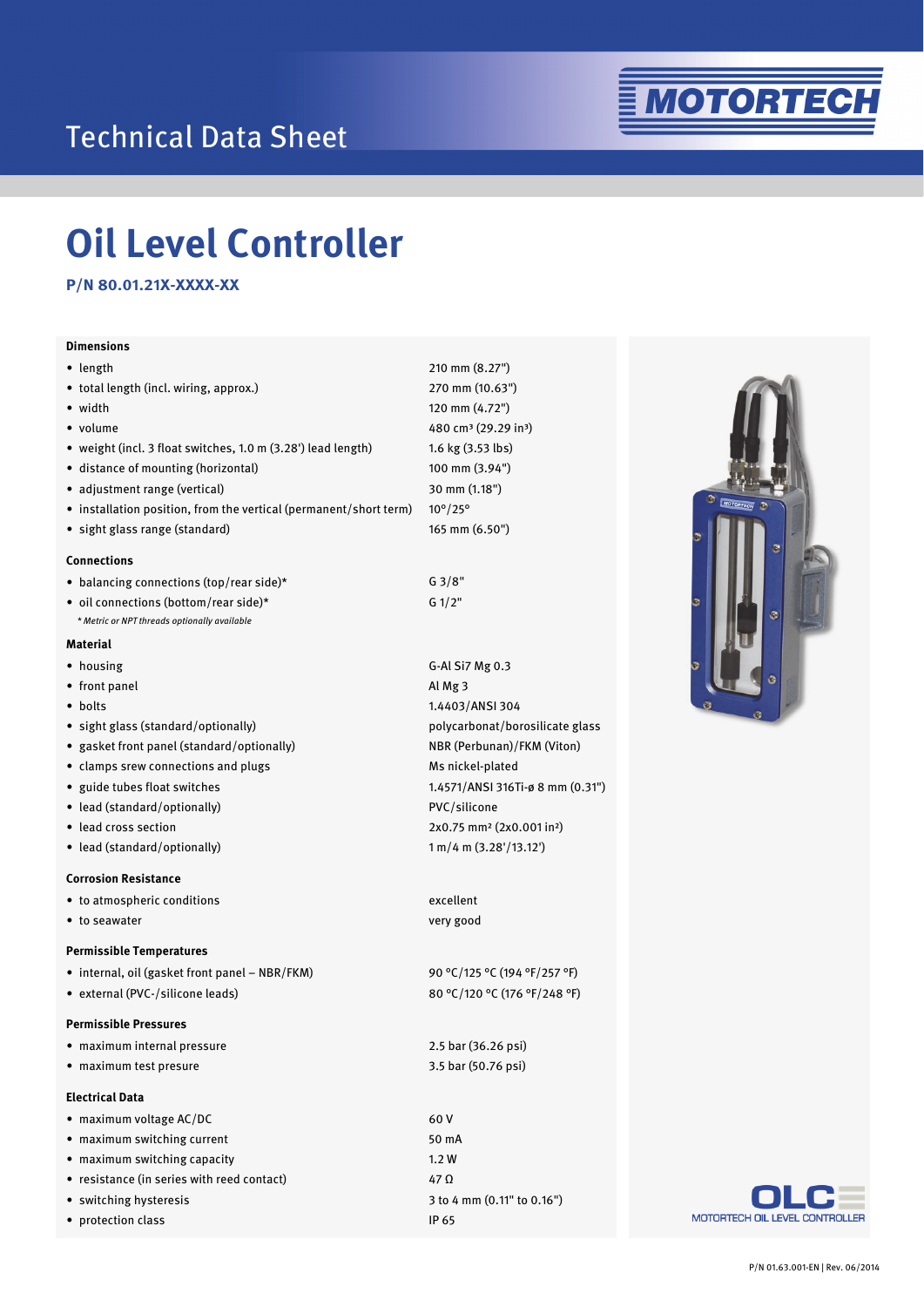Technical Data Sheet

# Oil Level Controller

**P/N 80.01.21X-XXXX-XX**

### Dimensions

| | |
|---|---|
| • length | 210 mm (8.27") |
| • total length (incl. wiring, approx.) | 270 mm (10.63") |
| • width | 120 mm (4.72") |
| • volume | 480 cm³ (29.29 in³) |
| • weight (incl. 3 float switches, 1.0 m (3.28') lead length) | 1.6 kg (3.53 lbs) |
| • distance of mounting (horizontal) | 100 mm (3.94") |
| • adjustment range (vertical) | 30 mm (1.18") |
| • installation position, from the vertical (permanent/short term) | 10°/25° |
| • sight glass range (standard) | 165 mm (6.50") |

### Connections

| | |
|---|---|
| • balancing connections (top/rear side)* | G 3/8" |
| • oil connections (bottom/rear side)* | G 1/2" |

*\* Metric or NPT threads optionally available*

### Material

| | |
|---|---|
| • housing | G-Al Si7 Mg 0.3 |
| • front panel | Al Mg 3 |
| • bolts | 1.4403/ANSI 304 |
| • sight glass (standard/optionally) | polycarbonat/borosilicate glass |
| • gasket front panel (standard/optionally) | NBR (Perbunan)/FKM (Viton) |
| • clamps srew connections and plugs | Ms nickel-plated |
| • guide tubes float switches | 1.4571/ANSI 316Ti-ø 8 mm (0.31") |
| • lead (standard/optionally) | PVC/silicone |
| • lead cross section | 2x0.75 mm² (2x0.001 in²) |
| • lead (standard/optionally) | 1 m/4 m (3.28'/13.12') |

### Corrosion Resistance

| | |
|---|---|
| • to atmospheric conditions | excellent |
| • to seawater | very good |

### Permissible Temperatures

| | |
|---|---|
| • internal, oil (gasket front panel – NBR/FKM) | 90 °C/125 °C (194 °F/257 °F) |
| • external (PVC-/silicone leads) | 80 °C/120 °C (176 °F/248 °F) |

### Permissible Pressures

| | |
|---|---|
| • maximum internal pressure | 2.5 bar (36.26 psi) |
| • maximum test presure | 3.5 bar (50.76 psi) |

### Electrical Data

| | |
|---|---|
| • maximum voltage AC/DC | 60 V |
| • maximum switching current | 50 mA |
| • maximum switching capacity | 1.2 W |
| • resistance (in series with reed contact) | 47 Ω |
| • switching hysteresis | 3 to 4 mm (0.11" to 0.16") |
| • protection class | IP 65 |

OLC
MOTORTECH OIL LEVEL CONTROLLER

P/N 01.63.001-EN | Rev. 06/2014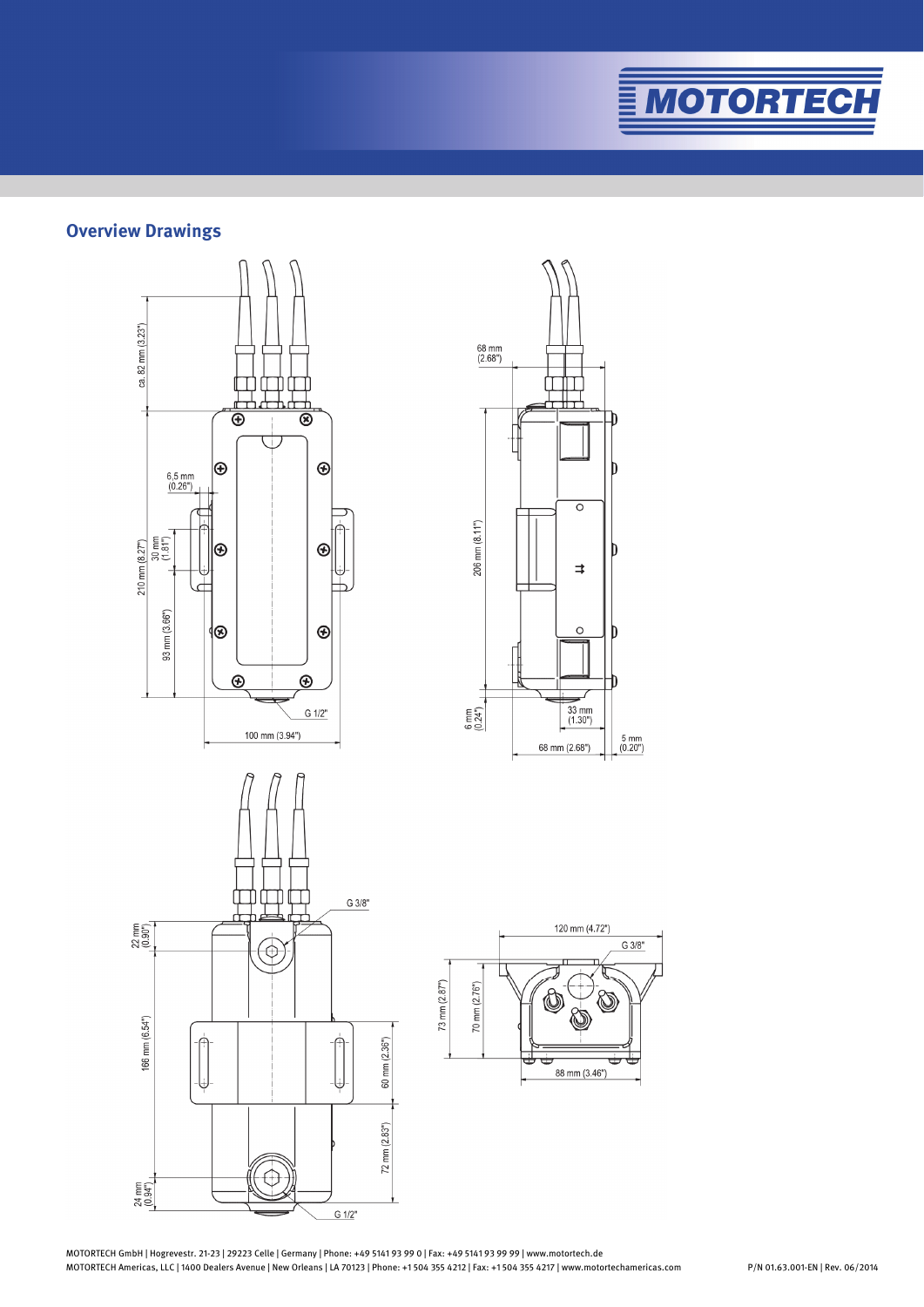## Overview Drawings

ca. 82 mm (3.23")

6.5 mm (0.26")

30 mm (1.81")

210 mm (8.27")

93 mm (3.66")

G 1/2"

100 mm (3.94")

68 mm (2.68")

206 mm (8.11")

6 mm (0.24")

33 mm (1.30")

68 mm (2.68")

5 mm (0.20")

G 3/8"

22 mm (0.90")

166 mm (6.54")

60 mm (2.36")

72 mm (2.83")

24 mm (0.94")

G 1/2"

120 mm (4.72")

G 3/8"

73 mm (2.87")

70 mm (2.76")

88 mm (3.46")

MOTORTECH GmbH | Hogrevestr. 21-23 | 29223 Celle | Germany | Phone: +49 5141 93 99 0 | Fax: +49 5141 93 99 99 | www.motortech.de
MOTORTECH Americas, LLC | 1400 Dealers Avenue | New Orleans | LA 70123 | Phone: +1 504 355 4212 | Fax: +1 504 355 4217 | www.motortechamericas.com

P/N 01.63.001-EN | Rev. 06/2014